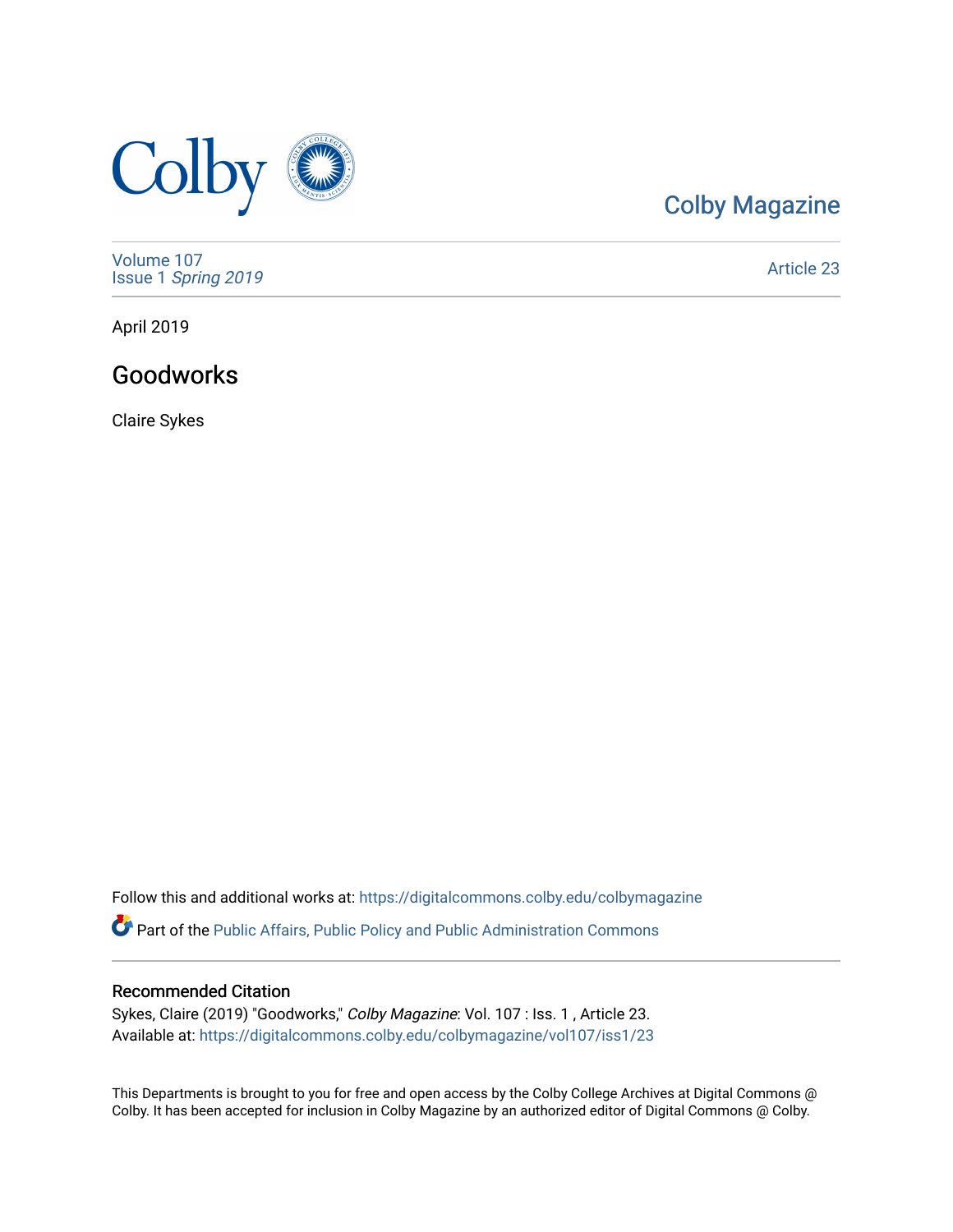Colby Magazine

Volume 107
Issue 1 *Spring 2019*

Article 23

April 2019

# Goodworks

Claire Sykes

Follow this and additional works at: https://digitalcommons.colby.edu/colbymagazine

Part of the Public Affairs, Public Policy and Public Administration Commons

## Recommended Citation

Sykes, Claire (2019) "Goodworks," *Colby Magazine*: Vol. 107 : Iss. 1 , Article 23.
Available at: https://digitalcommons.colby.edu/colbymagazine/vol107/iss1/23

This Departments is brought to you for free and open access by the Colby College Archives at Digital Commons @ Colby. It has been accepted for inclusion in Colby Magazine by an authorized editor of Digital Commons @ Colby.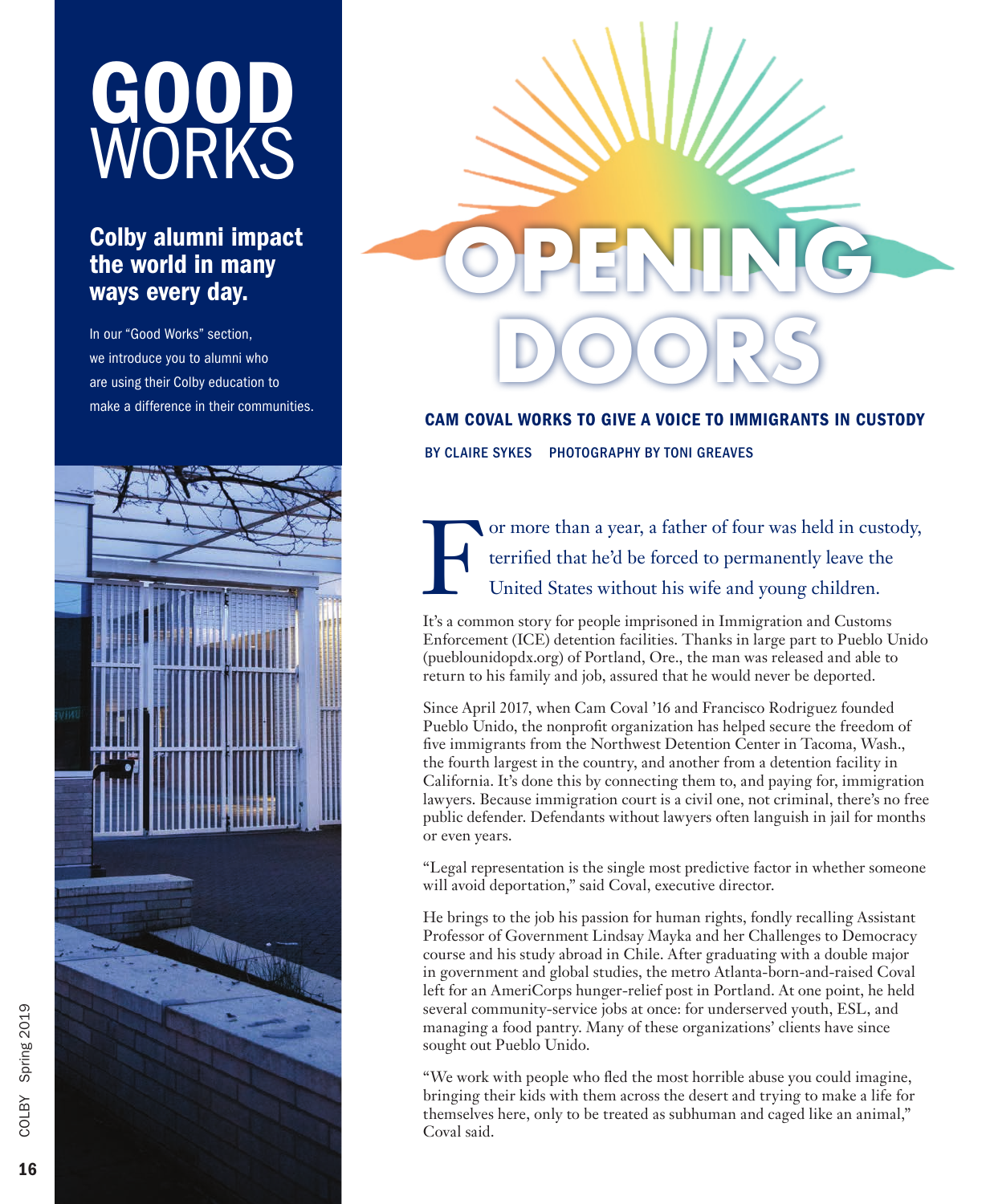# GOOD WORKS

## Colby alumni impact the world in many ways every day.

In our "Good Works" section, we introduce you to alumni who are using their Colby education to make a difference in their communities.

# OPENING DOORS

### CAM COVAL WORKS TO GIVE A VOICE TO IMMIGRANTS IN CUSTODY

BY CLAIRE SYKES PHOTOGRAPHY BY TONI GREAVES

For more than a year, a father of four was held in custody, terrified that he'd be forced to permanently leave the United States without his wife and young children.

It's a common story for people imprisoned in Immigration and Customs Enforcement (ICE) detention facilities. Thanks in large part to Pueblo Unido (pueblounidopdx.org) of Portland, Ore., the man was released and able to return to his family and job, assured that he would never be deported.

Since April 2017, when Cam Coval '16 and Francisco Rodriguez founded Pueblo Unido, the nonprofit organization has helped secure the freedom of five immigrants from the Northwest Detention Center in Tacoma, Wash., the fourth largest in the country, and another from a detention facility in California. It's done this by connecting them to, and paying for, immigration lawyers. Because immigration court is a civil one, not criminal, there's no free public defender. Defendants without lawyers often languish in jail for months or even years.

"Legal representation is the single most predictive factor in whether someone will avoid deportation," said Coval, executive director.

He brings to the job his passion for human rights, fondly recalling Assistant Professor of Government Lindsay Mayka and her Challenges to Democracy course and his study abroad in Chile. After graduating with a double major in government and global studies, the metro Atlanta-born-and-raised Coval left for an AmeriCorps hunger-relief post in Portland. At one point, he held several community-service jobs at once: for underserved youth, ESL, and managing a food pantry. Many of these organizations' clients have since sought out Pueblo Unido.

"We work with people who fled the most horrible abuse you could imagine, bringing their kids with them across the desert and trying to make a life for themselves here, only to be treated as subhuman and caged like an animal," Coval said.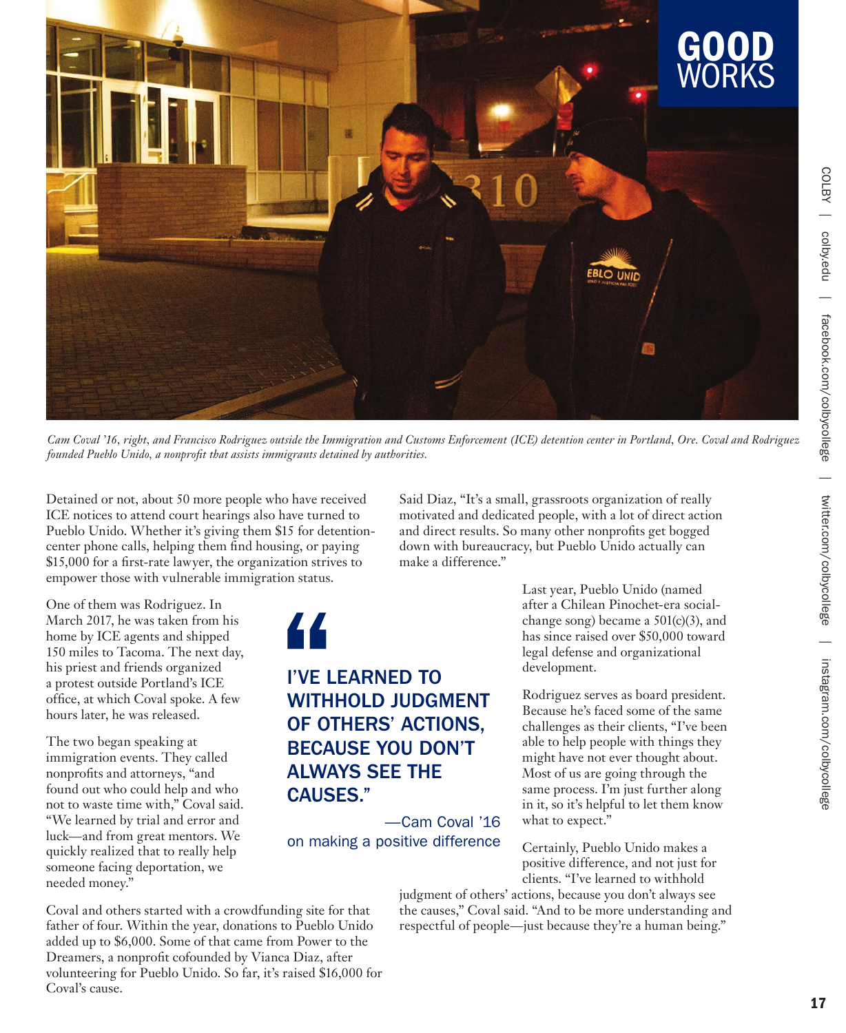# GOOD WORKS

*Cam Coval '16, right, and Francisco Rodriguez outside the Immigration and Customs Enforcement (ICE) detention center in Portland, Ore. Coval and Rodriguez founded Pueblo Unido, a nonprofit that assists immigrants detained by authorities.*

Detained or not, about 50 more people who have received ICE notices to attend court hearings also have turned to Pueblo Unido. Whether it's giving them $15 for detention-center phone calls, helping them find housing, or paying $15,000 for a first-rate lawyer, the organization strives to empower those with vulnerable immigration status.

One of them was Rodriguez. In March 2017, he was taken from his home by ICE agents and shipped 150 miles to Tacoma. The next day, his priest and friends organized a protest outside Portland's ICE office, at which Coval spoke. A few hours later, he was released.

The two began speaking at immigration events. They called nonprofits and attorneys, "and found out who could help and who not to waste time with," Coval said. "We learned by trial and error and luck—and from great mentors. We quickly realized that to really help someone facing deportation, we needed money."

> **"I'VE LEARNED TO WITHHOLD JUDGMENT OF OTHERS' ACTIONS, BECAUSE YOU DON'T ALWAYS SEE THE CAUSES."**
>
> —Cam Coval '16
> on making a positive difference

Coval and others started with a crowdfunding site for that father of four. Within the year, donations to Pueblo Unido added up to $6,000. Some of that came from Power to the Dreamers, a nonprofit cofounded by Vianca Diaz, after volunteering for Pueblo Unido. So far, it's raised $16,000 for Coval's cause.

Said Diaz, "It's a small, grassroots organization of really motivated and dedicated people, with a lot of direct action and direct results. So many other nonprofits get bogged down with bureaucracy, but Pueblo Unido actually can make a difference."

Last year, Pueblo Unido (named after a Chilean Pinochet-era social-change song) became a 501(c)(3), and has since raised over $50,000 toward legal defense and organizational development.

Rodriguez serves as board president. Because he's faced some of the same challenges as their clients, "I've been able to help people with things they might have not ever thought about. Most of us are going through the same process. I'm just further along in it, so it's helpful to let them know what to expect."

Certainly, Pueblo Unido makes a positive difference, and not just for clients. "I've learned to withhold judgment of others' actions, because you don't always see the causes," Coval said. "And to be more understanding and respectful of people—just because they're a human being."